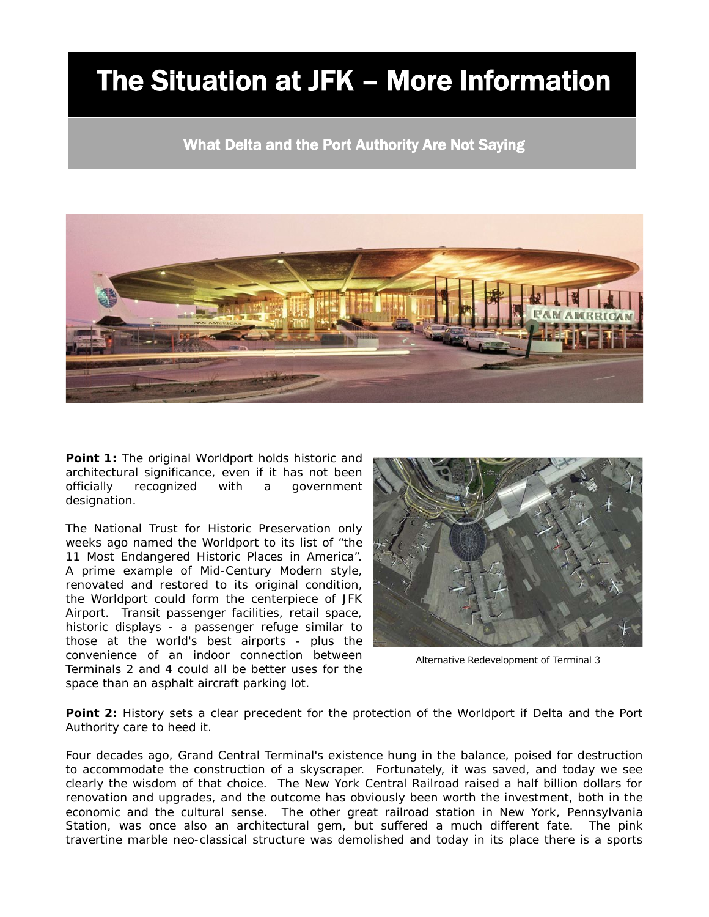# The Situation at JFK – More Information

## What Delta and the Port Authority Are Not Saying

**Point 1:** The original Worldport holds historic and architectural significance, even if it has not been officially recognized with a government designation.

The National Trust for Historic Preservation only weeks ago named the Worldport to its list of "the 11 Most Endangered Historic Places in America". A prime example of Mid-Century Modern style, renovated and restored to its original condition, the Worldport could form the centerpiece of JFK Airport. Transit passenger facilities, retail space, historic displays - a passenger refuge similar to those at the world's best airports - plus the convenience of an indoor connection between Terminals 2 and 4 could all be better uses for the space than an asphalt aircraft parking lot.

Alternative Redevelopment of Terminal 3

**Point 2:** History sets a clear precedent for the protection of the Worldport if Delta and the Port Authority care to heed it.

Four decades ago, Grand Central Terminal's existence hung in the balance, poised for destruction to accommodate the construction of a skyscraper. Fortunately, it was saved, and today we see clearly the wisdom of that choice. The New York Central Railroad raised a half billion dollars for renovation and upgrades, and the outcome has obviously been worth the investment, both in the economic and the cultural sense. The other great railroad station in New York, Pennsylvania Station, was once also an architectural gem, but suffered a much different fate. The pink travertine marble neo-classical structure was demolished and today in its place there is a sports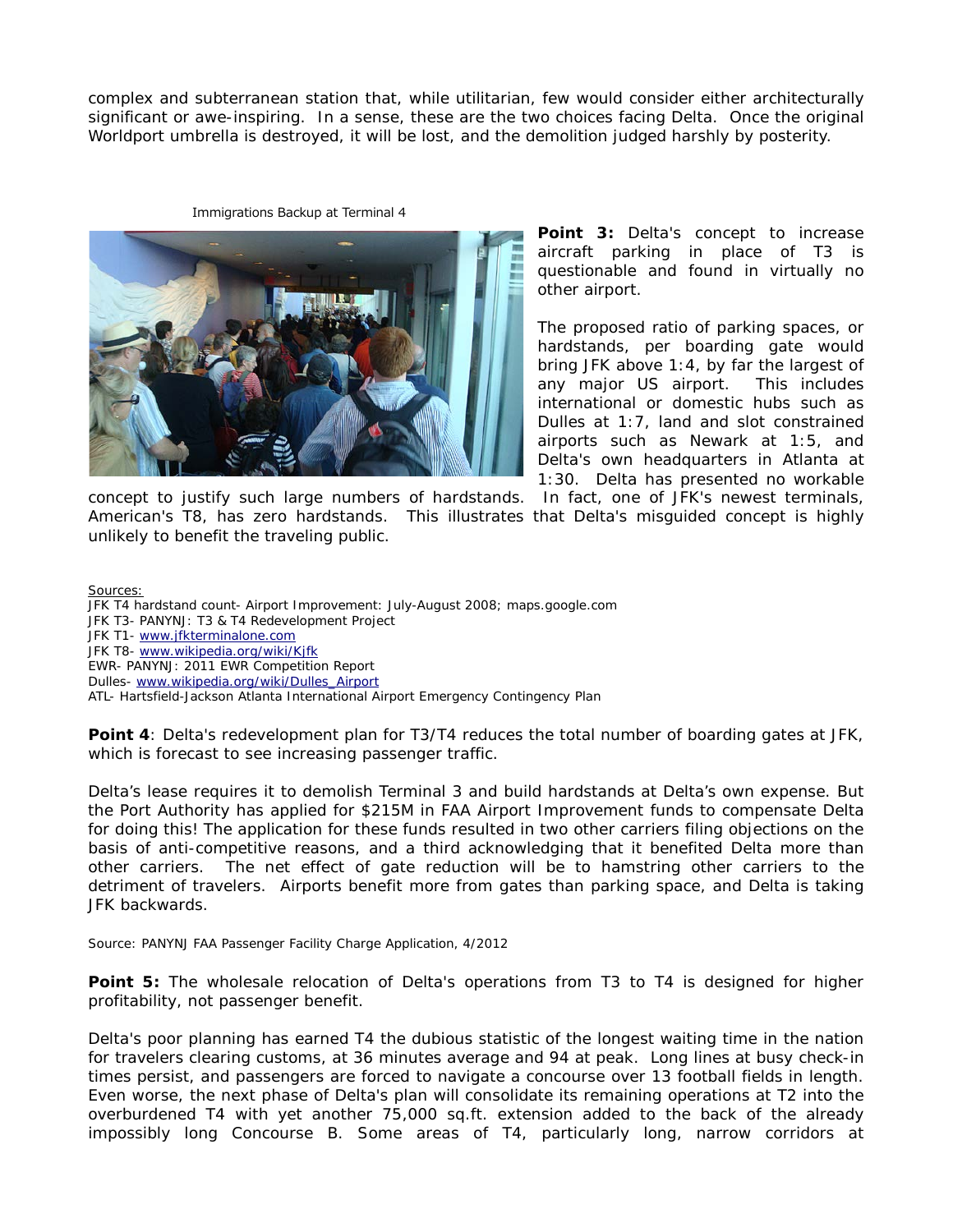complex and subterranean station that, while utilitarian, few would consider either architecturally significant or awe-inspiring. In a sense, these are the two choices facing Delta. Once the original Worldport umbrella is destroyed, it will be lost, and the demolition judged harshly by posterity.

Immigrations Backup at Terminal 4

**Point 3:** Delta's concept to increase aircraft parking in place of T3 is questionable and found in virtually no other airport.

The proposed ratio of parking spaces, or hardstands, per boarding gate would bring JFK above 1:4, by far the largest of any major US airport. This includes international or domestic hubs such as Dulles at 1:7, land and slot constrained airports such as Newark at 1:5, and Delta's own headquarters in Atlanta at 1:30. Delta has presented no workable concept to justify such large numbers of hardstands. In fact, one of JFK's newest terminals, American's T8, has zero hardstands. This illustrates that Delta's misguided concept is highly unlikely to benefit the traveling public.

Sources:
JFK T4 hardstand count- Airport Improvement: July-August 2008; maps.google.com
JFK T3- PANYNJ: T3 & T4 Redevelopment Project
JFK T1- www.jfkterminalone.com
JFK T8- www.wikipedia.org/wiki/Kjfk
EWR- PANYNJ: 2011 EWR Competition Report
Dulles- www.wikipedia.org/wiki/Dulles_Airport
ATL- Hartsfield-Jackson Atlanta International Airport Emergency Contingency Plan

**Point 4**: Delta's redevelopment plan for T3/T4 reduces the total number of boarding gates at JFK, which is forecast to see increasing passenger traffic.

Delta's lease requires it to demolish Terminal 3 and build hardstands at Delta's own expense. But the Port Authority has applied for $215M in FAA Airport Improvement funds to compensate Delta for doing this! The application for these funds resulted in two other carriers filing objections on the basis of anti-competitive reasons, and a third acknowledging that it benefited Delta more than other carriers. The net effect of gate reduction will be to hamstring other carriers to the detriment of travelers. Airports benefit more from gates than parking space, and Delta is taking JFK backwards.

Source: PANYNJ FAA Passenger Facility Charge Application, 4/2012

**Point 5:** The wholesale relocation of Delta's operations from T3 to T4 is designed for higher profitability, not passenger benefit.

Delta's poor planning has earned T4 the dubious statistic of the longest waiting time in the nation for travelers clearing customs, at 36 minutes average and 94 at peak. Long lines at busy check-in times persist, and passengers are forced to navigate a concourse over 13 football fields in length. Even worse, the next phase of Delta's plan will consolidate its remaining operations at T2 into the overburdened T4 with yet another 75,000 sq.ft. extension added to the back of the already impossibly long Concourse B. Some areas of T4, particularly long, narrow corridors at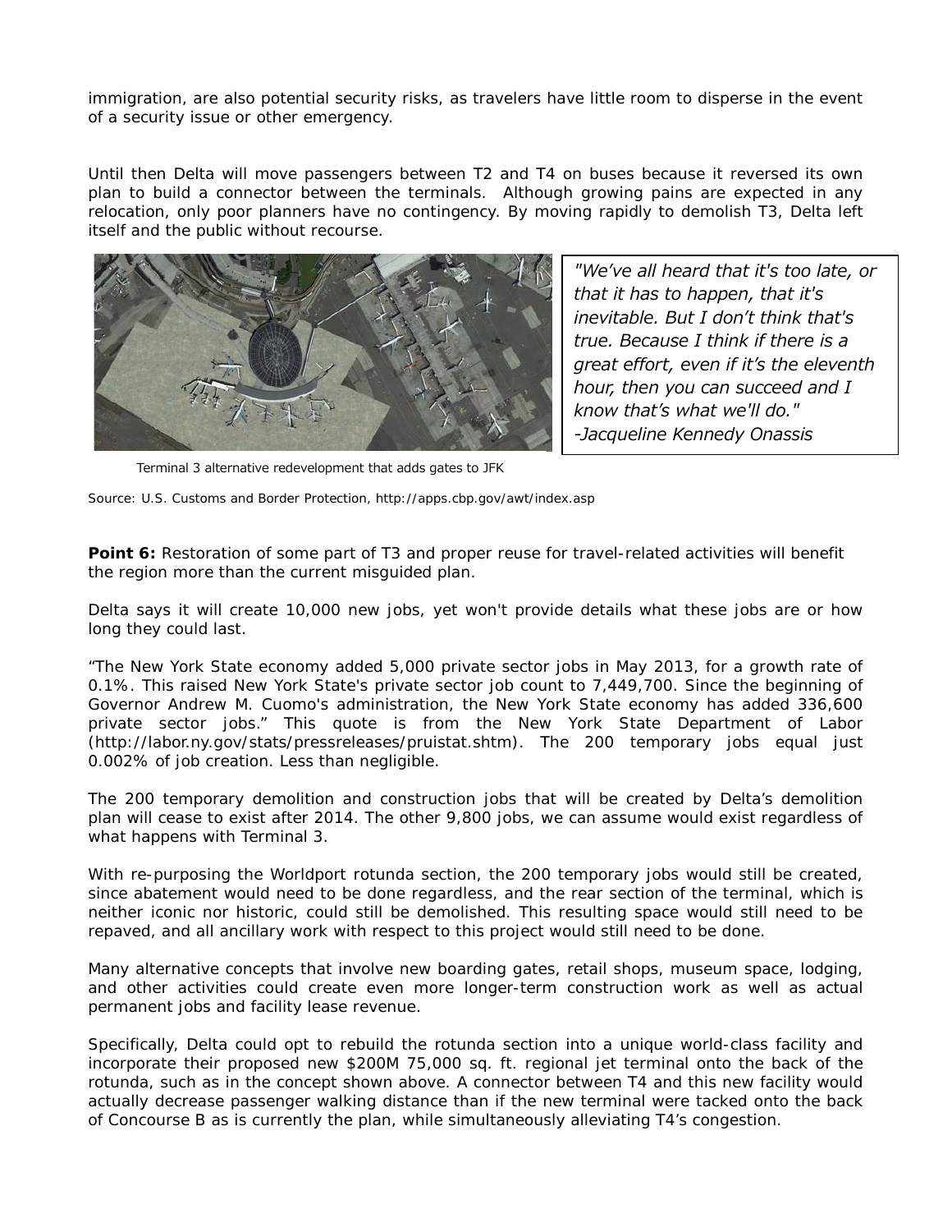immigration, are also potential security risks, as travelers have little room to disperse in the event of a security issue or other emergency.

Until then Delta will move passengers between T2 and T4 on buses because it reversed its own plan to build a connector between the terminals. Although growing pains are expected in any relocation, only poor planners have no contingency. By moving rapidly to demolish T3, Delta left itself and the public without recourse.

> *"We've all heard that it's too late, or that it has to happen, that it's inevitable. But I don't think that's true. Because I think if there is a great effort, even if it's the eleventh hour, then you can succeed and I know that's what we'll do."*
> *-Jacqueline Kennedy Onassis*

Terminal 3 alternative redevelopment that adds gates to JFK

Source: U.S. Customs and Border Protection, http://apps.cbp.gov/awt/index.asp

**Point 6:** Restoration of some part of T3 and proper reuse for travel-related activities will benefit the region more than the current misguided plan.

Delta says it will create 10,000 new jobs, yet won't provide details what these jobs are or how long they could last.

"The New York State economy added 5,000 private sector jobs in May 2013, for a growth rate of 0.1%. This raised New York State's private sector job count to 7,449,700. Since the beginning of Governor Andrew M. Cuomo's administration, the New York State economy has added 336,600 private sector jobs." This quote is from the New York State Department of Labor (http://labor.ny.gov/stats/pressreleases/pruistat.shtm). The 200 temporary jobs equal just 0.002% of job creation. Less than negligible.

The 200 temporary demolition and construction jobs that will be created by Delta's demolition plan will cease to exist after 2014. The other 9,800 jobs, we can assume would exist regardless of what happens with Terminal 3.

With re-purposing the Worldport rotunda section, the 200 temporary jobs would still be created, since abatement would need to be done regardless, and the rear section of the terminal, which is neither iconic nor historic, could still be demolished. This resulting space would still need to be repaved, and all ancillary work with respect to this project would still need to be done.

Many alternative concepts that involve new boarding gates, retail shops, museum space, lodging, and other activities could create even more longer-term construction work as well as actual permanent jobs and facility lease revenue.

Specifically, Delta could opt to rebuild the rotunda section into a unique world-class facility and incorporate their proposed new $200M 75,000 sq. ft. regional jet terminal onto the back of the rotunda, such as in the concept shown above. A connector between T4 and this new facility would actually decrease passenger walking distance than if the new terminal were tacked onto the back of Concourse B as is currently the plan, while simultaneously alleviating T4's congestion.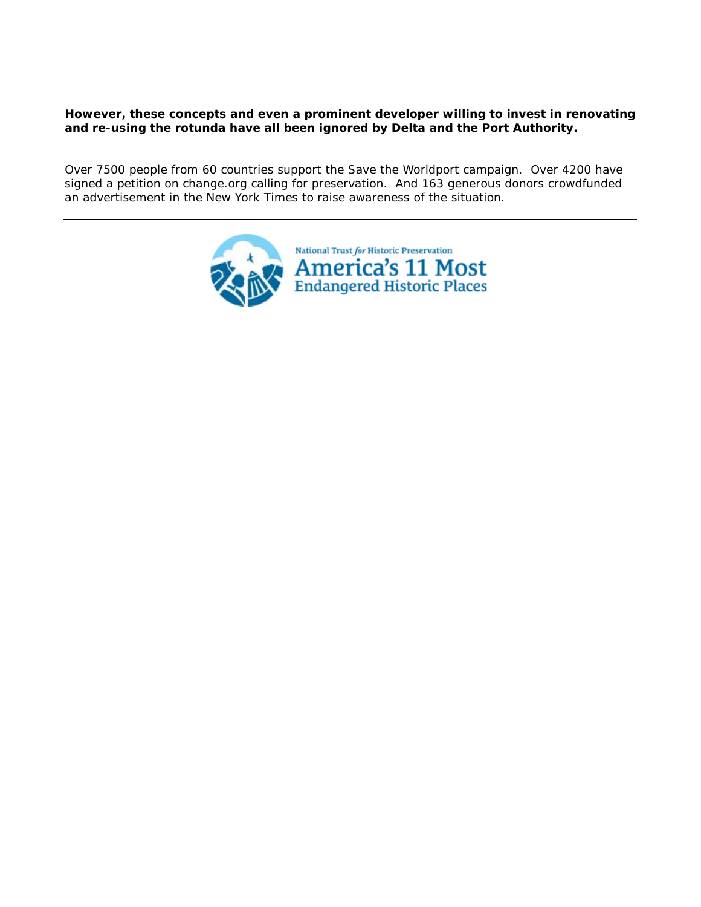**However, these concepts and even a prominent developer willing to invest in renovating and re-using the rotunda have all been ignored by Delta and the Port Authority.**

Over 7500 people from 60 countries support the Save the Worldport campaign. Over 4200 have signed a petition on change.org calling for preservation. And 163 generous donors crowdfunded an advertisement in the New York Times to raise awareness of the situation.

---

National Trust *for* Historic Preservation
America's 11 Most
Endangered Historic Places